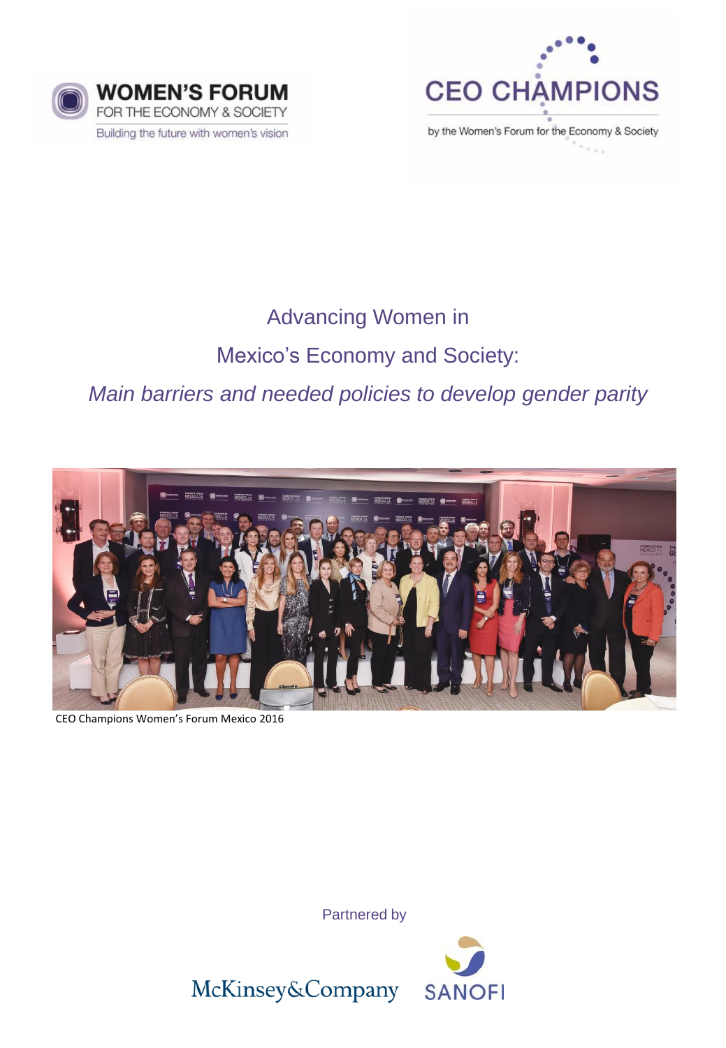WOMEN'S FORUM FOR THE ECONOMY & SOCIETY

Building the future with women's vision

CEO CHAMPIONS

by the Women's Forum for the Economy & Society

# Advancing Women in Mexico's Economy and Society:

## *Main barriers and needed policies to develop gender parity*

CEO Champions Women's Forum Mexico 2016

Partnered by

McKinsey&Company SANOFI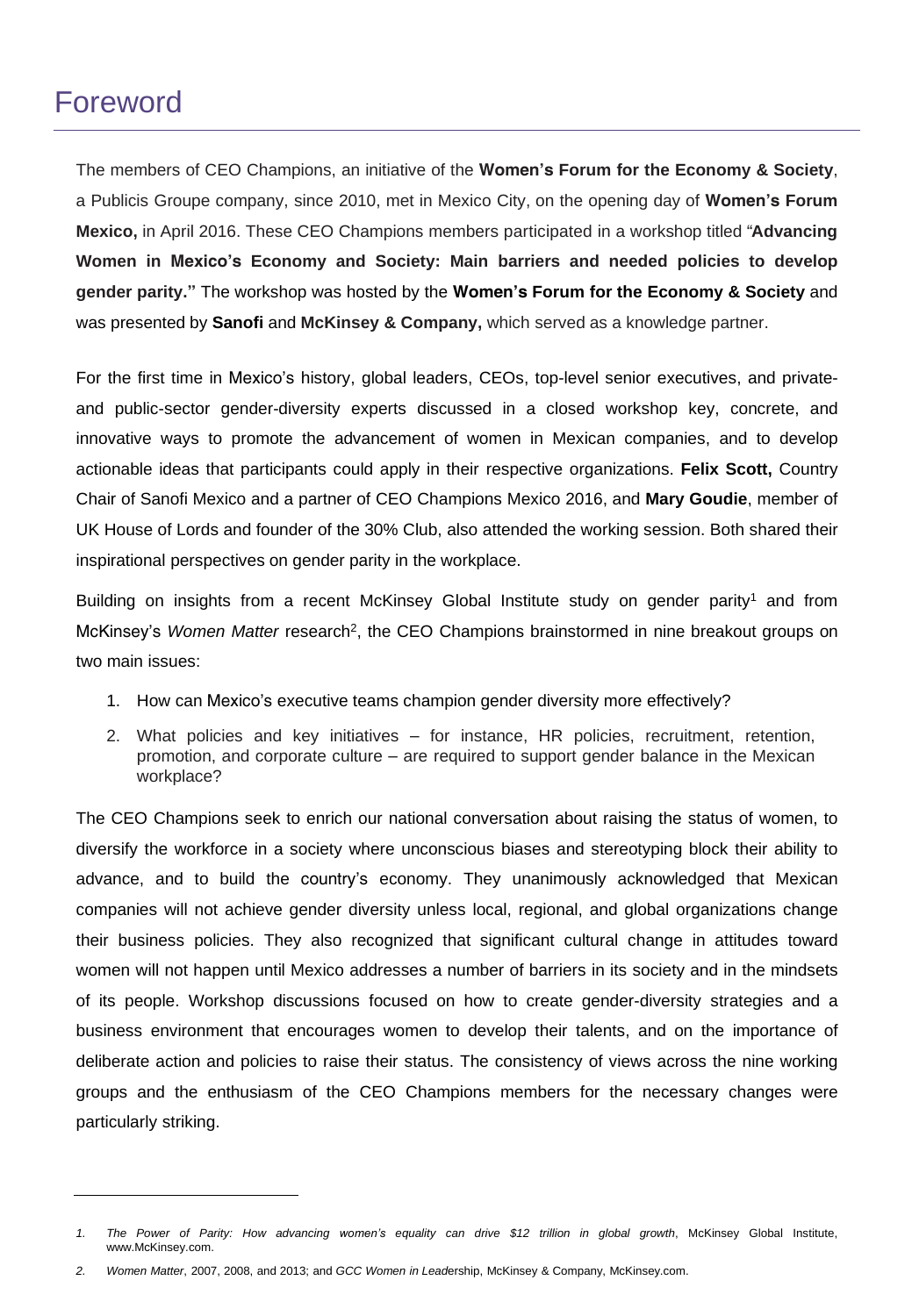# Foreword

The members of CEO Champions, an initiative of the **Women's Forum for the Economy & Society**, a Publicis Groupe company, since 2010, met in Mexico City, on the opening day of **Women's Forum Mexico,** in April 2016. These CEO Champions members participated in a workshop titled "**Advancing Women in Mexico's Economy and Society: Main barriers and needed policies to develop gender parity."** The workshop was hosted by the **Women's Forum for the Economy & Society** and was presented by **Sanofi** and **McKinsey & Company,** which served as a knowledge partner.

For the first time in Mexico's history, global leaders, CEOs, top-level senior executives, and private- and public-sector gender-diversity experts discussed in a closed workshop key, concrete, and innovative ways to promote the advancement of women in Mexican companies, and to develop actionable ideas that participants could apply in their respective organizations. **Felix Scott,** Country Chair of Sanofi Mexico and a partner of CEO Champions Mexico 2016, and **Mary Goudie**, member of UK House of Lords and founder of the 30% Club, also attended the working session. Both shared their inspirational perspectives on gender parity in the workplace.

Building on insights from a recent McKinsey Global Institute study on gender parity[1] and from McKinsey's *Women Matter* research[2], the CEO Champions brainstormed in nine breakout groups on two main issues:

1. How can Mexico's executive teams champion gender diversity more effectively?
2. What policies and key initiatives – for instance, HR policies, recruitment, retention, promotion, and corporate culture – are required to support gender balance in the Mexican workplace?

The CEO Champions seek to enrich our national conversation about raising the status of women, to diversify the workforce in a society where unconscious biases and stereotyping block their ability to advance, and to build the country's economy. They unanimously acknowledged that Mexican companies will not achieve gender diversity unless local, regional, and global organizations change their business policies. They also recognized that significant cultural change in attitudes toward women will not happen until Mexico addresses a number of barriers in its society and in the mindsets of its people. Workshop discussions focused on how to create gender-diversity strategies and a business environment that encourages women to develop their talents, and on the importance of deliberate action and policies to raise their status. The consistency of views across the nine working groups and the enthusiasm of the CEO Champions members for the necessary changes were particularly striking.

---

*1. The Power of Parity: How advancing women's equality can drive $12 trillion in global growth*, McKinsey Global Institute, www.McKinsey.com.

*2. Women Matter*, 2007, 2008, and 2013; and *GCC Women in Lead*ership, McKinsey & Company, McKinsey.com.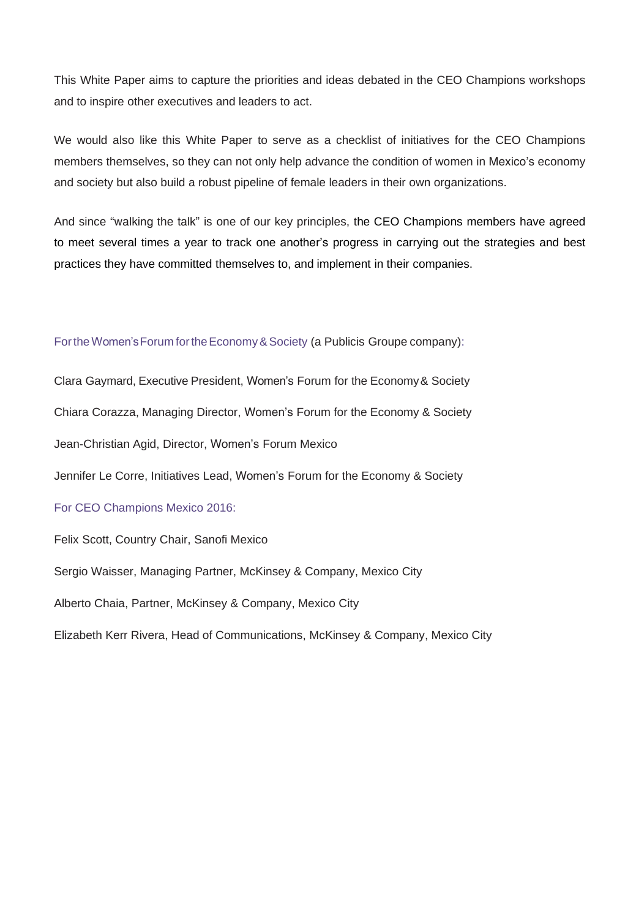This White Paper aims to capture the priorities and ideas debated in the CEO Champions workshops and to inspire other executives and leaders to act.

We would also like this White Paper to serve as a checklist of initiatives for the CEO Champions members themselves, so they can not only help advance the condition of women in Mexico's economy and society but also build a robust pipeline of female leaders in their own organizations.

And since "walking the talk" is one of our key principles, the CEO Champions members have agreed to meet several times a year to track one another's progress in carrying out the strategies and best practices they have committed themselves to, and implement in their companies.

For the Women's Forum for the Economy & Society (a Publicis Groupe company):

Clara Gaymard, Executive President, Women's Forum for the Economy & Society

Chiara Corazza, Managing Director, Women's Forum for the Economy & Society

Jean-Christian Agid, Director, Women's Forum Mexico

Jennifer Le Corre, Initiatives Lead, Women's Forum for the Economy & Society

For CEO Champions Mexico 2016:

Felix Scott, Country Chair, Sanofi Mexico

Sergio Waisser, Managing Partner, McKinsey & Company, Mexico City

Alberto Chaia, Partner, McKinsey & Company, Mexico City

Elizabeth Kerr Rivera, Head of Communications, McKinsey & Company, Mexico City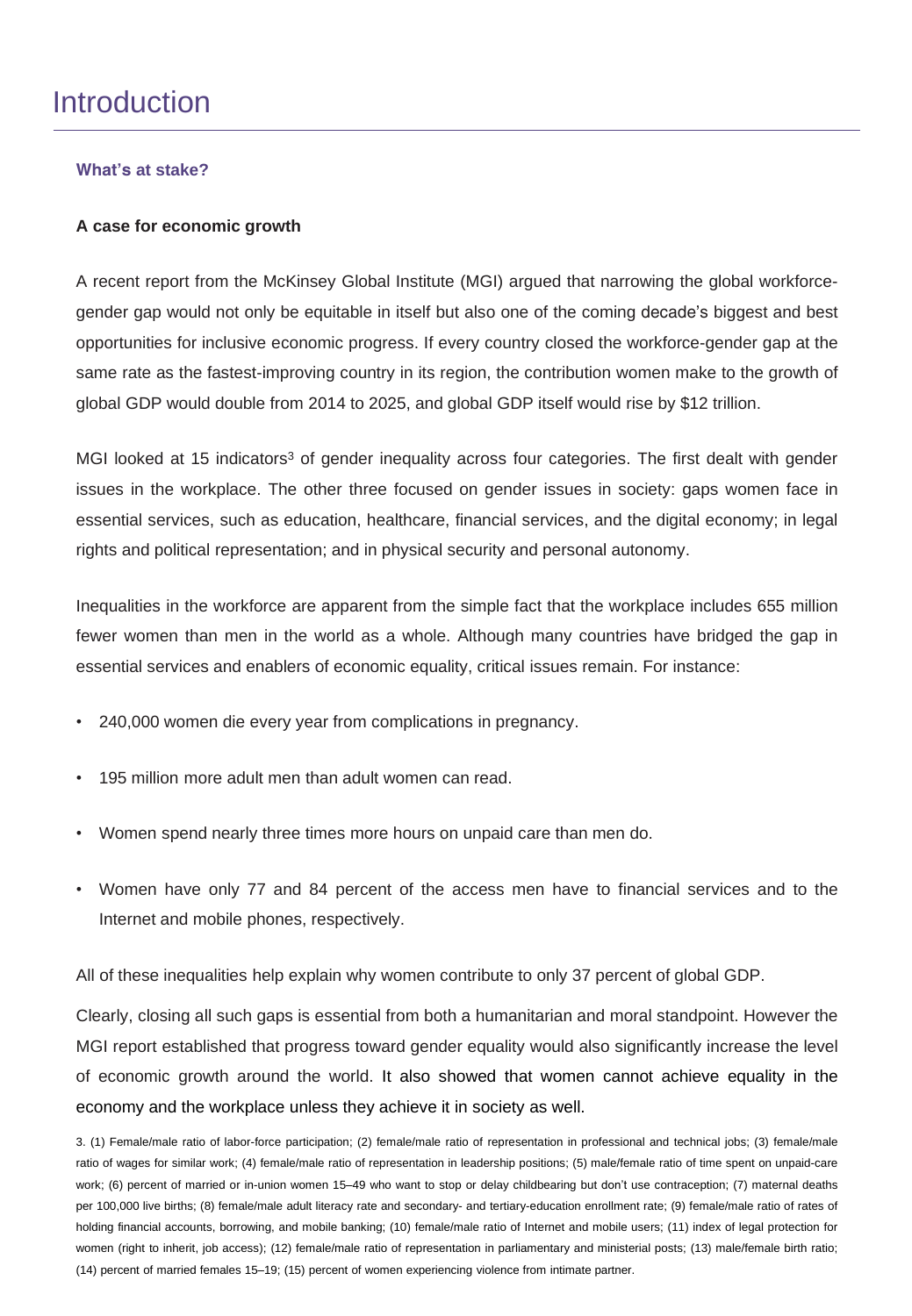# Introduction

### What's at stake?

**A case for economic growth**

A recent report from the McKinsey Global Institute (MGI) argued that narrowing the global workforce-gender gap would not only be equitable in itself but also one of the coming decade's biggest and best opportunities for inclusive economic progress. If every country closed the workforce-gender gap at the same rate as the fastest-improving country in its region, the contribution women make to the growth of global GDP would double from 2014 to 2025, and global GDP itself would rise by $12 trillion.

MGI looked at 15 indicators[3] of gender inequality across four categories. The first dealt with gender issues in the workplace. The other three focused on gender issues in society: gaps women face in essential services, such as education, healthcare, financial services, and the digital economy; in legal rights and political representation; and in physical security and personal autonomy.

Inequalities in the workforce are apparent from the simple fact that the workplace includes 655 million fewer women than men in the world as a whole. Although many countries have bridged the gap in essential services and enablers of economic equality, critical issues remain. For instance:

- 240,000 women die every year from complications in pregnancy.
- 195 million more adult men than adult women can read.
- Women spend nearly three times more hours on unpaid care than men do.
- Women have only 77 and 84 percent of the access men have to financial services and to the Internet and mobile phones, respectively.

All of these inequalities help explain why women contribute to only 37 percent of global GDP.

Clearly, closing all such gaps is essential from both a humanitarian and moral standpoint. However the MGI report established that progress toward gender equality would also significantly increase the level of economic growth around the world. It also showed that women cannot achieve equality in the economy and the workplace unless they achieve it in society as well.

3. (1) Female/male ratio of labor-force participation; (2) female/male ratio of representation in professional and technical jobs; (3) female/male ratio of wages for similar work; (4) female/male ratio of representation in leadership positions; (5) male/female ratio of time spent on unpaid-care work; (6) percent of married or in-union women 15–49 who want to stop or delay childbearing but don't use contraception; (7) maternal deaths per 100,000 live births; (8) female/male adult literacy rate and secondary- and tertiary-education enrollment rate; (9) female/male ratio of rates of holding financial accounts, borrowing, and mobile banking; (10) female/male ratio of Internet and mobile users; (11) index of legal protection for women (right to inherit, job access); (12) female/male ratio of representation in parliamentary and ministerial posts; (13) male/female birth ratio; (14) percent of married females 15–19; (15) percent of women experiencing violence from intimate partner.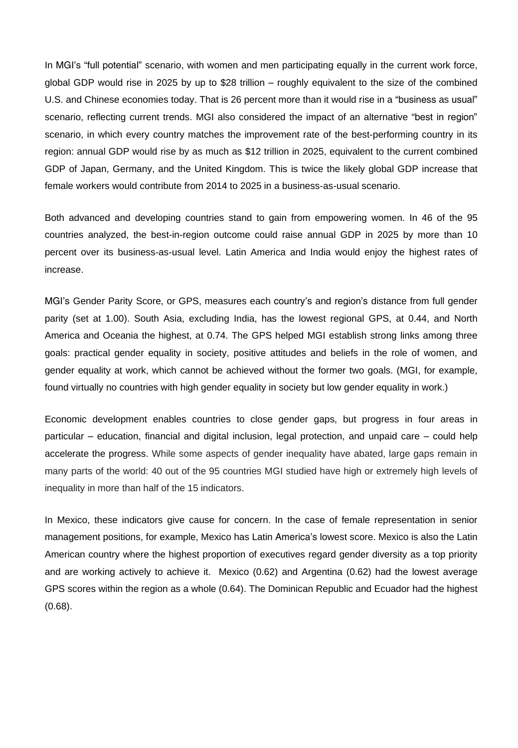In MGI's "full potential" scenario, with women and men participating equally in the current work force, global GDP would rise in 2025 by up to $28 trillion – roughly equivalent to the size of the combined U.S. and Chinese economies today. That is 26 percent more than it would rise in a "business as usual" scenario, reflecting current trends. MGI also considered the impact of an alternative "best in region" scenario, in which every country matches the improvement rate of the best-performing country in its region: annual GDP would rise by as much as $12 trillion in 2025, equivalent to the current combined GDP of Japan, Germany, and the United Kingdom. This is twice the likely global GDP increase that female workers would contribute from 2014 to 2025 in a business-as-usual scenario.

Both advanced and developing countries stand to gain from empowering women. In 46 of the 95 countries analyzed, the best-in-region outcome could raise annual GDP in 2025 by more than 10 percent over its business-as-usual level. Latin America and India would enjoy the highest rates of increase.

MGI's Gender Parity Score, or GPS, measures each country's and region's distance from full gender parity (set at 1.00). South Asia, excluding India, has the lowest regional GPS, at 0.44, and North America and Oceania the highest, at 0.74. The GPS helped MGI establish strong links among three goals: practical gender equality in society, positive attitudes and beliefs in the role of women, and gender equality at work, which cannot be achieved without the former two goals. (MGI, for example, found virtually no countries with high gender equality in society but low gender equality in work.)

Economic development enables countries to close gender gaps, but progress in four areas in particular – education, financial and digital inclusion, legal protection, and unpaid care – could help accelerate the progress. While some aspects of gender inequality have abated, large gaps remain in many parts of the world: 40 out of the 95 countries MGI studied have high or extremely high levels of inequality in more than half of the 15 indicators.

In Mexico, these indicators give cause for concern. In the case of female representation in senior management positions, for example, Mexico has Latin America's lowest score. Mexico is also the Latin American country where the highest proportion of executives regard gender diversity as a top priority and are working actively to achieve it. Mexico (0.62) and Argentina (0.62) had the lowest average GPS scores within the region as a whole (0.64). The Dominican Republic and Ecuador had the highest (0.68).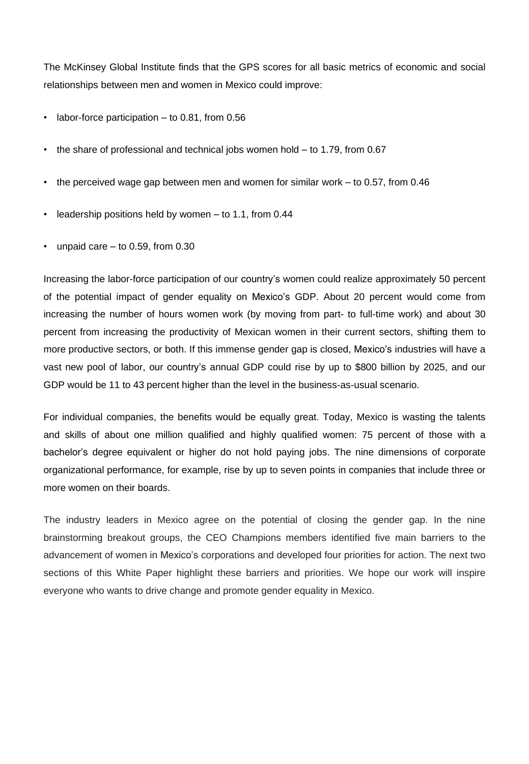The McKinsey Global Institute finds that the GPS scores for all basic metrics of economic and social relationships between men and women in Mexico could improve:

- labor-force participation – to 0.81, from 0.56
- the share of professional and technical jobs women hold – to 1.79, from 0.67
- the perceived wage gap between men and women for similar work – to 0.57, from 0.46
- leadership positions held by women – to 1.1, from 0.44
- unpaid care – to 0.59, from 0.30

Increasing the labor-force participation of our country's women could realize approximately 50 percent of the potential impact of gender equality on Mexico's GDP. About 20 percent would come from increasing the number of hours women work (by moving from part- to full-time work) and about 30 percent from increasing the productivity of Mexican women in their current sectors, shifting them to more productive sectors, or both. If this immense gender gap is closed, Mexico's industries will have a vast new pool of labor, our country's annual GDP could rise by up to $800 billion by 2025, and our GDP would be 11 to 43 percent higher than the level in the business-as-usual scenario.

For individual companies, the benefits would be equally great. Today, Mexico is wasting the talents and skills of about one million qualified and highly qualified women: 75 percent of those with a bachelor's degree equivalent or higher do not hold paying jobs. The nine dimensions of corporate organizational performance, for example, rise by up to seven points in companies that include three or more women on their boards.

The industry leaders in Mexico agree on the potential of closing the gender gap. In the nine brainstorming breakout groups, the CEO Champions members identified five main barriers to the advancement of women in Mexico's corporations and developed four priorities for action. The next two sections of this White Paper highlight these barriers and priorities. We hope our work will inspire everyone who wants to drive change and promote gender equality in Mexico.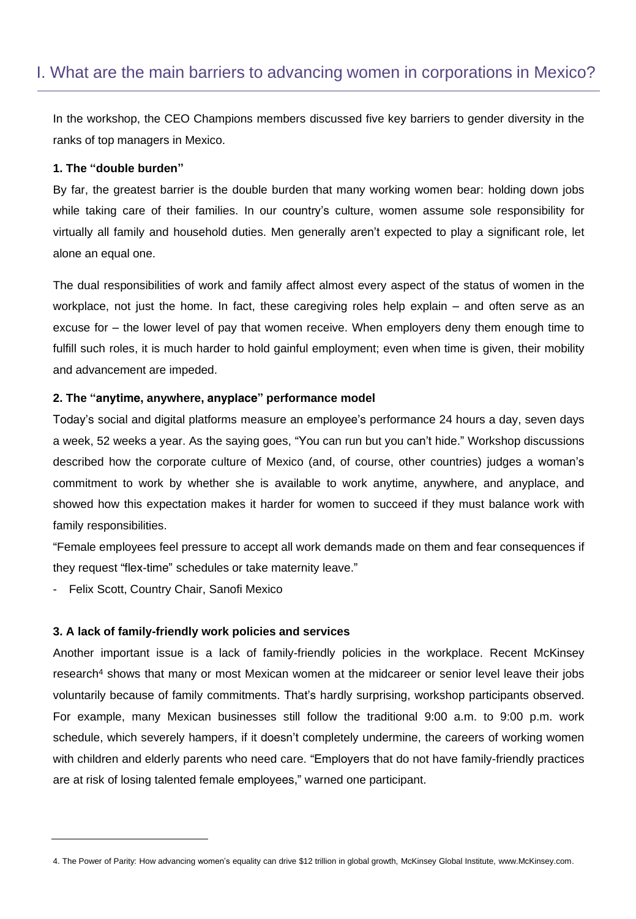## I. What are the main barriers to advancing women in corporations in Mexico?

In the workshop, the CEO Champions members discussed five key barriers to gender diversity in the ranks of top managers in Mexico.

**1. The "double burden"**

By far, the greatest barrier is the double burden that many working women bear: holding down jobs while taking care of their families. In our country's culture, women assume sole responsibility for virtually all family and household duties. Men generally aren't expected to play a significant role, let alone an equal one.

The dual responsibilities of work and family affect almost every aspect of the status of women in the workplace, not just the home. In fact, these caregiving roles help explain – and often serve as an excuse for – the lower level of pay that women receive. When employers deny them enough time to fulfill such roles, it is much harder to hold gainful employment; even when time is given, their mobility and advancement are impeded.

**2. The "anytime, anywhere, anyplace" performance model**

Today's social and digital platforms measure an employee's performance 24 hours a day, seven days a week, 52 weeks a year. As the saying goes, "You can run but you can't hide." Workshop discussions described how the corporate culture of Mexico (and, of course, other countries) judges a woman's commitment to work by whether she is available to work anytime, anywhere, and anyplace, and showed how this expectation makes it harder for women to succeed if they must balance work with family responsibilities.

"Female employees feel pressure to accept all work demands made on them and fear consequences if they request "flex-time" schedules or take maternity leave."

- Felix Scott, Country Chair, Sanofi Mexico

**3. A lack of family-friendly work policies and services**

Another important issue is a lack of family-friendly policies in the workplace. Recent McKinsey research[4] shows that many or most Mexican women at the midcareer or senior level leave their jobs voluntarily because of family commitments. That's hardly surprising, workshop participants observed. For example, many Mexican businesses still follow the traditional 9:00 a.m. to 9:00 p.m. work schedule, which severely hampers, if it doesn't completely undermine, the careers of working women with children and elderly parents who need care. "Employers that do not have family-friendly practices are at risk of losing talented female employees," warned one participant.

---

4. The Power of Parity: How advancing women's equality can drive $12 trillion in global growth, McKinsey Global Institute, www.McKinsey.com.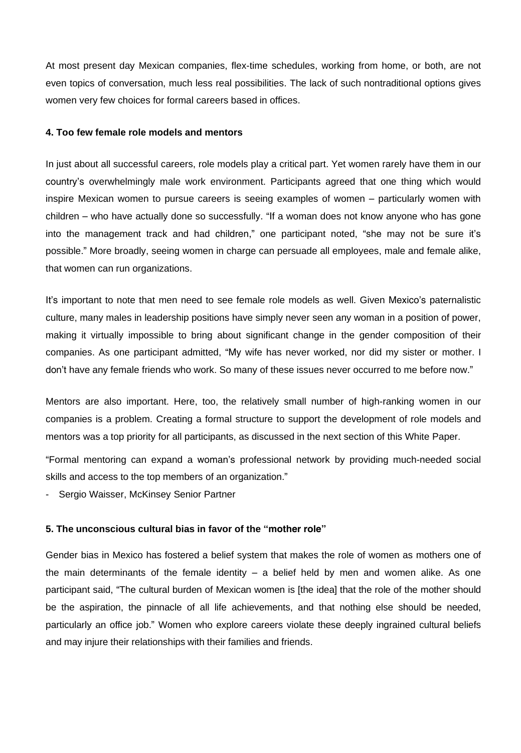At most present day Mexican companies, flex-time schedules, working from home, or both, are not even topics of conversation, much less real possibilities. The lack of such nontraditional options gives women very few choices for formal careers based in offices.

**4. Too few female role models and mentors**

In just about all successful careers, role models play a critical part. Yet women rarely have them in our country's overwhelmingly male work environment. Participants agreed that one thing which would inspire Mexican women to pursue careers is seeing examples of women – particularly women with children – who have actually done so successfully. "If a woman does not know anyone who has gone into the management track and had children," one participant noted, "she may not be sure it's possible." More broadly, seeing women in charge can persuade all employees, male and female alike, that women can run organizations.

It's important to note that men need to see female role models as well. Given Mexico's paternalistic culture, many males in leadership positions have simply never seen any woman in a position of power, making it virtually impossible to bring about significant change in the gender composition of their companies. As one participant admitted, "My wife has never worked, nor did my sister or mother. I don't have any female friends who work. So many of these issues never occurred to me before now."

Mentors are also important. Here, too, the relatively small number of high-ranking women in our companies is a problem. Creating a formal structure to support the development of role models and mentors was a top priority for all participants, as discussed in the next section of this White Paper.

"Formal mentoring can expand a woman's professional network by providing much-needed social skills and access to the top members of an organization."

- Sergio Waisser, McKinsey Senior Partner

**5. The unconscious cultural bias in favor of the "mother role"**

Gender bias in Mexico has fostered a belief system that makes the role of women as mothers one of the main determinants of the female identity – a belief held by men and women alike. As one participant said, "The cultural burden of Mexican women is [the idea] that the role of the mother should be the aspiration, the pinnacle of all life achievements, and that nothing else should be needed, particularly an office job." Women who explore careers violate these deeply ingrained cultural beliefs and may injure their relationships with their families and friends.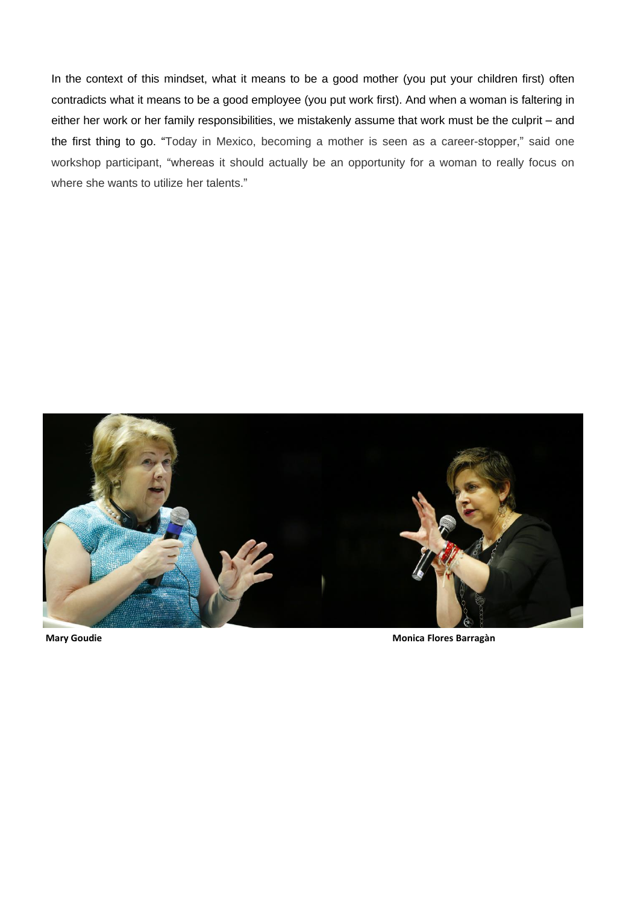In the context of this mindset, what it means to be a good mother (you put your children first) often contradicts what it means to be a good employee (you put work first). And when a woman is faltering in either her work or her family responsibilities, we mistakenly assume that work must be the culprit – and the first thing to go. "Today in Mexico, becoming a mother is seen as a career-stopper," said one workshop participant, "whereas it should actually be an opportunity for a woman to really focus on where she wants to utilize her talents."

**Mary Goudie**

**Monica Flores Barragàn**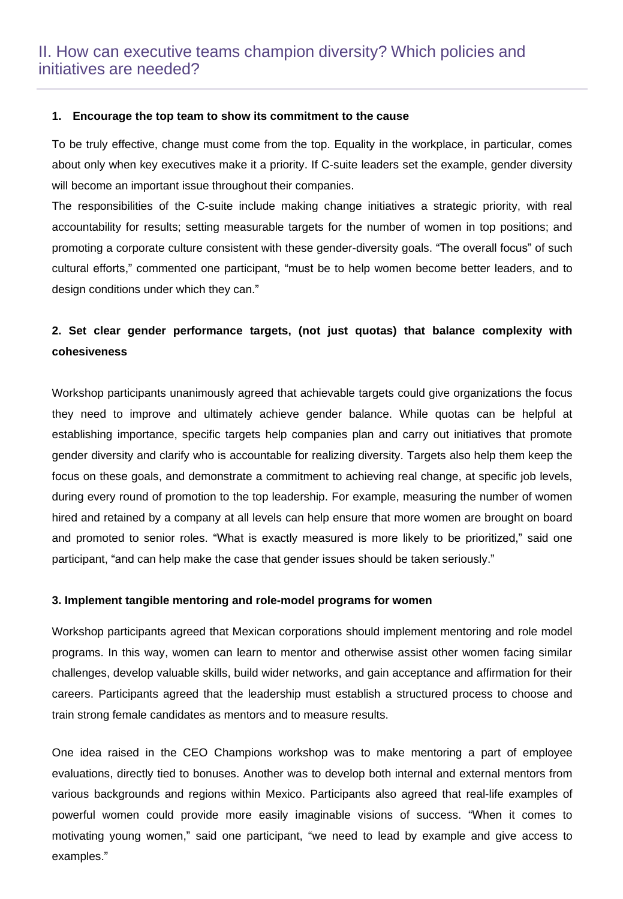## II. How can executive teams champion diversity? Which policies and initiatives are needed?

### 1. Encourage the top team to show its commitment to the cause

To be truly effective, change must come from the top. Equality in the workplace, in particular, comes about only when key executives make it a priority. If C-suite leaders set the example, gender diversity will become an important issue throughout their companies.

The responsibilities of the C-suite include making change initiatives a strategic priority, with real accountability for results; setting measurable targets for the number of women in top positions; and promoting a corporate culture consistent with these gender-diversity goals. "The overall focus" of such cultural efforts," commented one participant, "must be to help women become better leaders, and to design conditions under which they can."

### 2. Set clear gender performance targets, (not just quotas) that balance complexity with cohesiveness

Workshop participants unanimously agreed that achievable targets could give organizations the focus they need to improve and ultimately achieve gender balance. While quotas can be helpful at establishing importance, specific targets help companies plan and carry out initiatives that promote gender diversity and clarify who is accountable for realizing diversity. Targets also help them keep the focus on these goals, and demonstrate a commitment to achieving real change, at specific job levels, during every round of promotion to the top leadership. For example, measuring the number of women hired and retained by a company at all levels can help ensure that more women are brought on board and promoted to senior roles. "What is exactly measured is more likely to be prioritized," said one participant, "and can help make the case that gender issues should be taken seriously."

### 3. Implement tangible mentoring and role-model programs for women

Workshop participants agreed that Mexican corporations should implement mentoring and role model programs. In this way, women can learn to mentor and otherwise assist other women facing similar challenges, develop valuable skills, build wider networks, and gain acceptance and affirmation for their careers. Participants agreed that the leadership must establish a structured process to choose and train strong female candidates as mentors and to measure results.

One idea raised in the CEO Champions workshop was to make mentoring a part of employee evaluations, directly tied to bonuses. Another was to develop both internal and external mentors from various backgrounds and regions within Mexico. Participants also agreed that real-life examples of powerful women could provide more easily imaginable visions of success. "When it comes to motivating young women," said one participant, "we need to lead by example and give access to examples."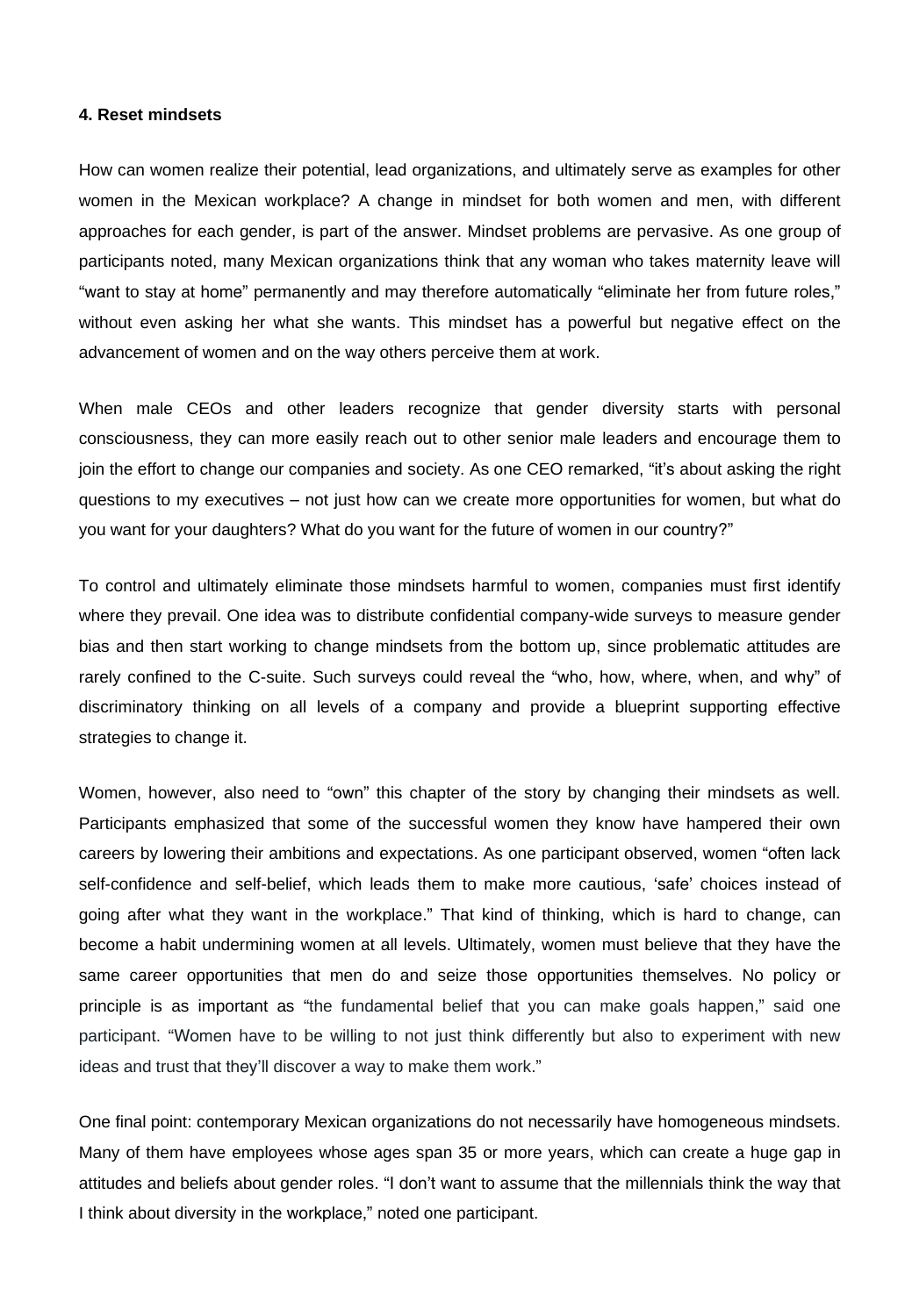**4. Reset mindsets**

How can women realize their potential, lead organizations, and ultimately serve as examples for other women in the Mexican workplace? A change in mindset for both women and men, with different approaches for each gender, is part of the answer. Mindset problems are pervasive. As one group of participants noted, many Mexican organizations think that any woman who takes maternity leave will "want to stay at home" permanently and may therefore automatically "eliminate her from future roles," without even asking her what she wants. This mindset has a powerful but negative effect on the advancement of women and on the way others perceive them at work.

When male CEOs and other leaders recognize that gender diversity starts with personal consciousness, they can more easily reach out to other senior male leaders and encourage them to join the effort to change our companies and society. As one CEO remarked, "it's about asking the right questions to my executives – not just how can we create more opportunities for women, but what do you want for your daughters? What do you want for the future of women in our country?"

To control and ultimately eliminate those mindsets harmful to women, companies must first identify where they prevail. One idea was to distribute confidential company-wide surveys to measure gender bias and then start working to change mindsets from the bottom up, since problematic attitudes are rarely confined to the C-suite. Such surveys could reveal the "who, how, where, when, and why" of discriminatory thinking on all levels of a company and provide a blueprint supporting effective strategies to change it.

Women, however, also need to "own" this chapter of the story by changing their mindsets as well. Participants emphasized that some of the successful women they know have hampered their own careers by lowering their ambitions and expectations. As one participant observed, women "often lack self-confidence and self-belief, which leads them to make more cautious, 'safe' choices instead of going after what they want in the workplace." That kind of thinking, which is hard to change, can become a habit undermining women at all levels. Ultimately, women must believe that they have the same career opportunities that men do and seize those opportunities themselves. No policy or principle is as important as "the fundamental belief that you can make goals happen," said one participant. "Women have to be willing to not just think differently but also to experiment with new ideas and trust that they'll discover a way to make them work."

One final point: contemporary Mexican organizations do not necessarily have homogeneous mindsets. Many of them have employees whose ages span 35 or more years, which can create a huge gap in attitudes and beliefs about gender roles. "I don't want to assume that the millennials think the way that I think about diversity in the workplace," noted one participant.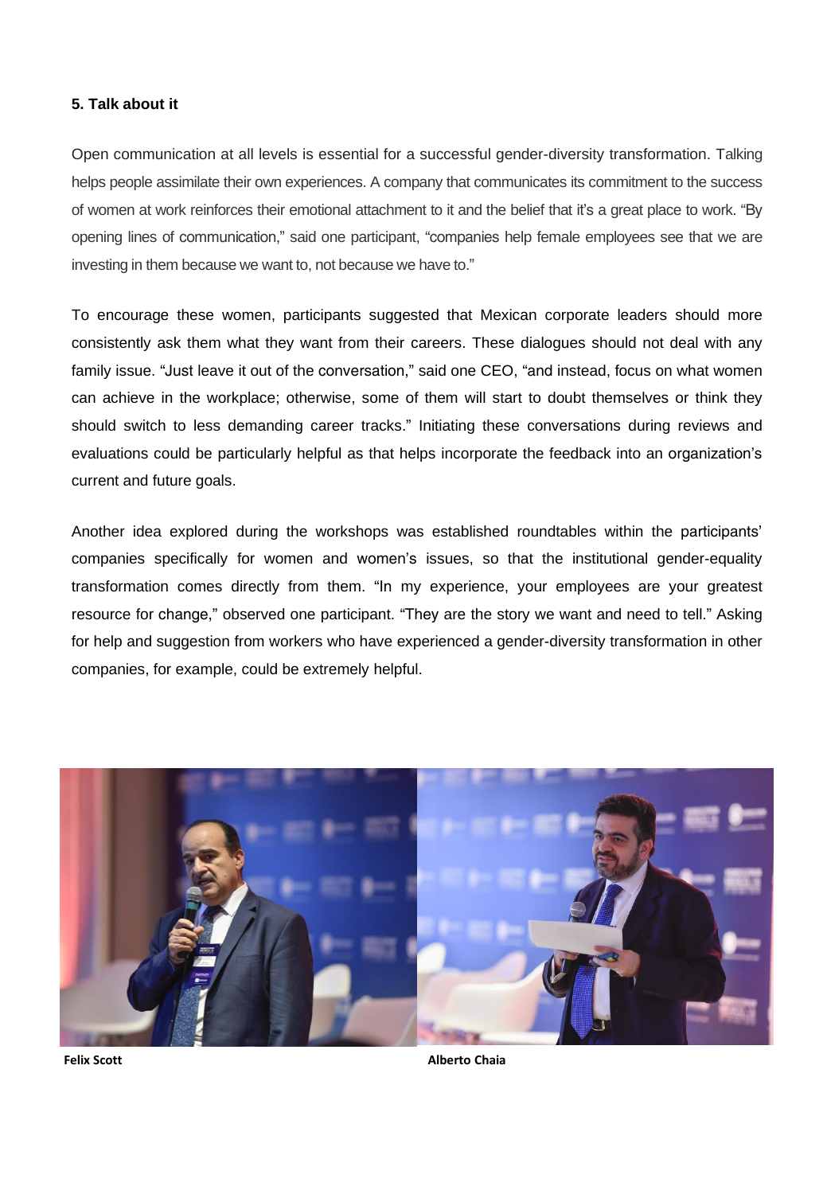**5. Talk about it**

Open communication at all levels is essential for a successful gender-diversity transformation. Talking helps people assimilate their own experiences. A company that communicates its commitment to the success of women at work reinforces their emotional attachment to it and the belief that it's a great place to work. "By opening lines of communication," said one participant, "companies help female employees see that we are investing in them because we want to, not because we have to."

To encourage these women, participants suggested that Mexican corporate leaders should more consistently ask them what they want from their careers. These dialogues should not deal with any family issue. "Just leave it out of the conversation," said one CEO, "and instead, focus on what women can achieve in the workplace; otherwise, some of them will start to doubt themselves or think they should switch to less demanding career tracks." Initiating these conversations during reviews and evaluations could be particularly helpful as that helps incorporate the feedback into an organization's current and future goals.

Another idea explored during the workshops was established roundtables within the participants' companies specifically for women and women's issues, so that the institutional gender-equality transformation comes directly from them. "In my experience, your employees are your greatest resource for change," observed one participant. "They are the story we want and need to tell." Asking for help and suggestion from workers who have experienced a gender-diversity transformation in other companies, for example, could be extremely helpful.

**Felix Scott**

**Alberto Chaia**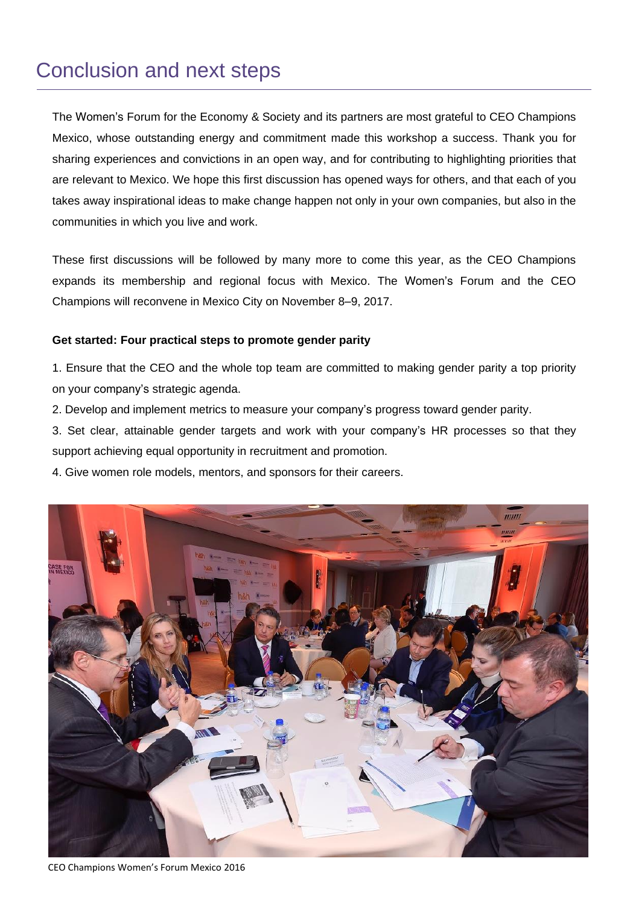# Conclusion and next steps

The Women's Forum for the Economy & Society and its partners are most grateful to CEO Champions Mexico, whose outstanding energy and commitment made this workshop a success. Thank you for sharing experiences and convictions in an open way, and for contributing to highlighting priorities that are relevant to Mexico. We hope this first discussion has opened ways for others, and that each of you takes away inspirational ideas to make change happen not only in your own companies, but also in the communities in which you live and work.

These first discussions will be followed by many more to come this year, as the CEO Champions expands its membership and regional focus with Mexico. The Women's Forum and the CEO Champions will reconvene in Mexico City on November 8–9, 2017.

**Get started: Four practical steps to promote gender parity**

1. Ensure that the CEO and the whole top team are committed to making gender parity a top priority on your company's strategic agenda.
2. Develop and implement metrics to measure your company's progress toward gender parity.
3. Set clear, attainable gender targets and work with your company's HR processes so that they support achieving equal opportunity in recruitment and promotion.
4. Give women role models, mentors, and sponsors for their careers.

CEO Champions Women's Forum Mexico 2016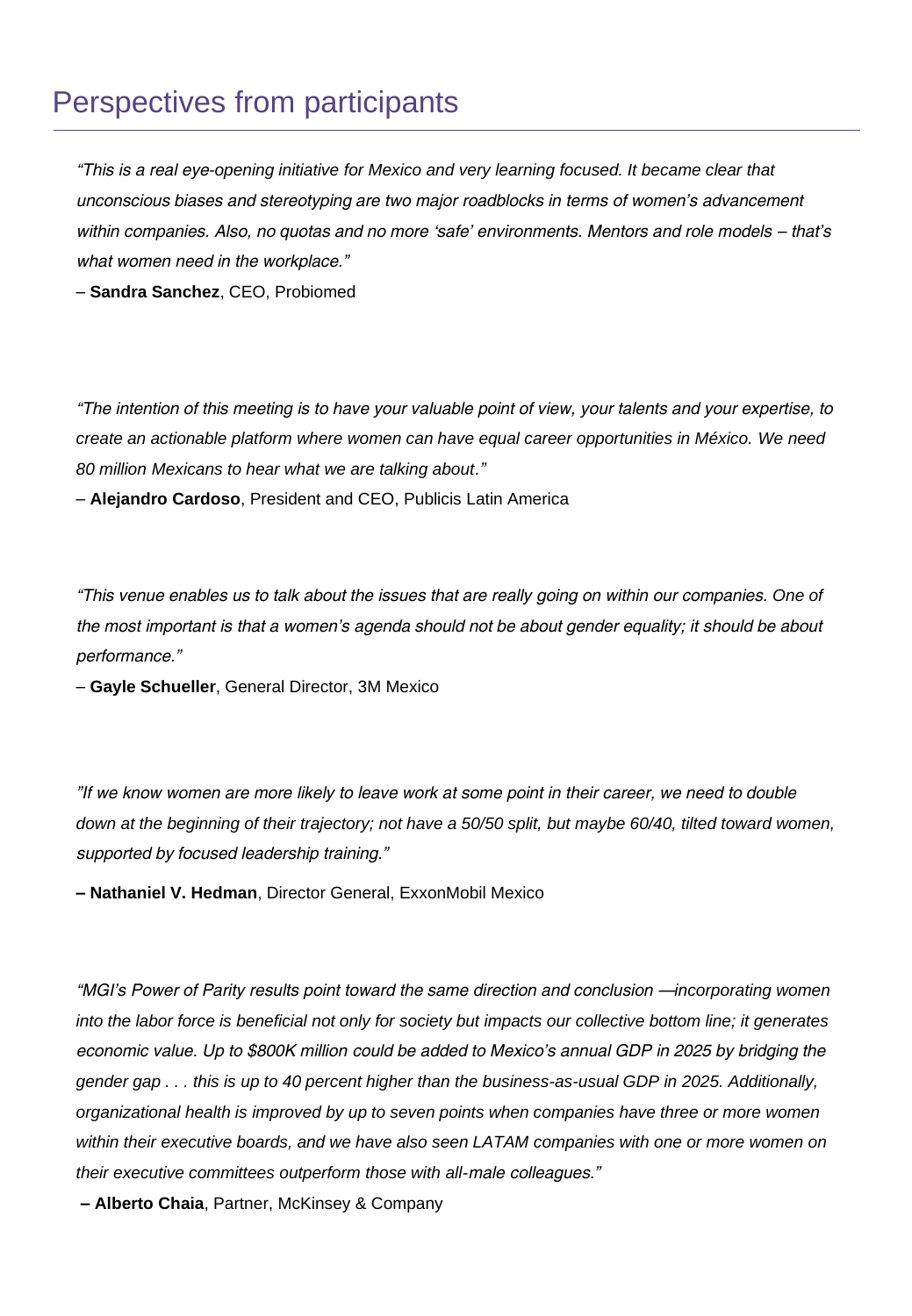# Perspectives from participants

*"This is a real eye-opening initiative for Mexico and very learning focused. It became clear that unconscious biases and stereotyping are two major roadblocks in terms of women's advancement within companies. Also, no quotas and no more 'safe' environments. Mentors and role models – that's what women need in the workplace."*

– **Sandra Sanchez**, CEO, Probiomed

*"The intention of this meeting is to have your valuable point of view, your talents and your expertise, to create an actionable platform where women can have equal career opportunities in México. We need 80 million Mexicans to hear what we are talking about."*

– **Alejandro Cardoso**, President and CEO, Publicis Latin America

*"This venue enables us to talk about the issues that are really going on within our companies. One of the most important is that a women's agenda should not be about gender equality; it should be about performance."*

– **Gayle Schueller**, General Director, 3M Mexico

*"If we know women are more likely to leave work at some point in their career, we need to double down at the beginning of their trajectory; not have a 50/50 split, but maybe 60/40, tilted toward women, supported by focused leadership training."*

**– Nathaniel V. Hedman**, Director General, ExxonMobil Mexico

*"MGI's Power of Parity results point toward the same direction and conclusion —incorporating women into the labor force is beneficial not only for society but impacts our collective bottom line; it generates economic value. Up to $800K million could be added to Mexico's annual GDP in 2025 by bridging the gender gap . . . this is up to 40 percent higher than the business-as-usual GDP in 2025. Additionally, organizational health is improved by up to seven points when companies have three or more women within their executive boards, and we have also seen LATAM companies with one or more women on their executive committees outperform those with all-male colleagues."*

**– Alberto Chaia**, Partner, McKinsey & Company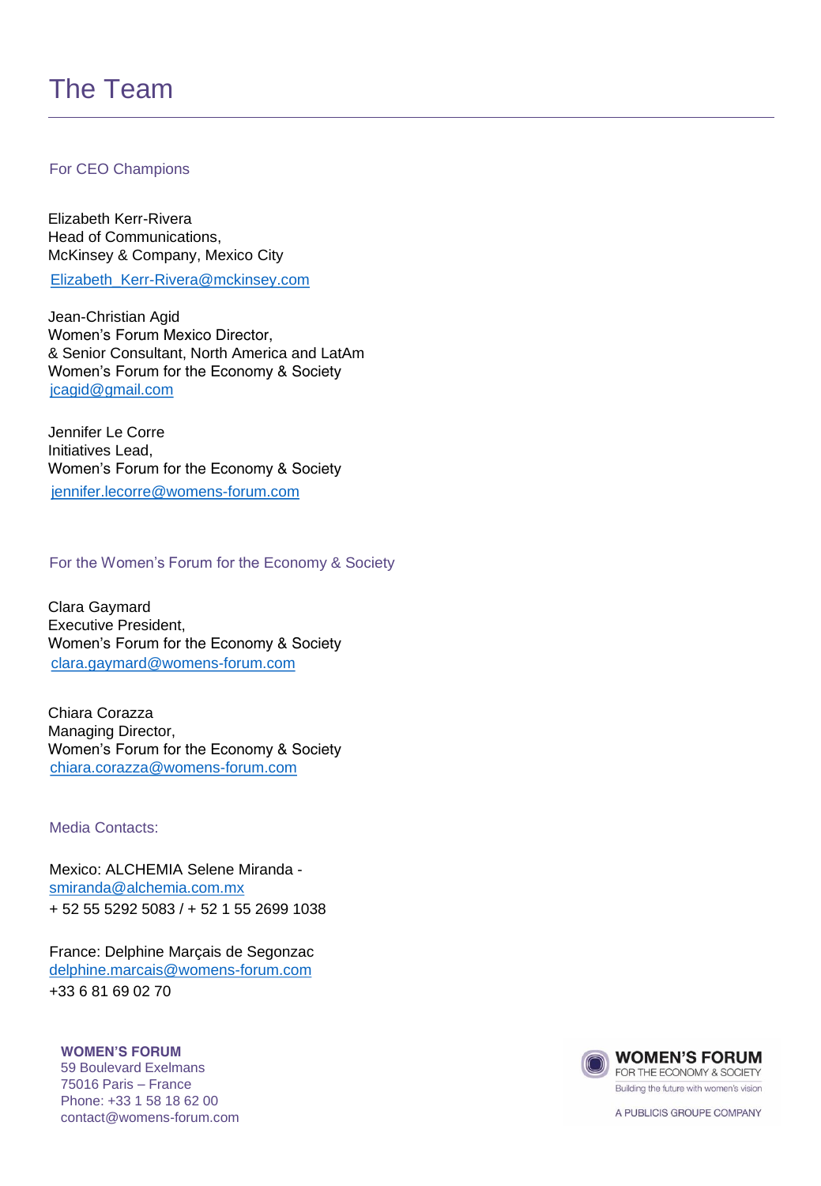# The Team

## For CEO Champions

Elizabeth Kerr-Rivera
Head of Communications,
McKinsey & Company, Mexico City
Elizabeth_Kerr-Rivera@mckinsey.com

Jean-Christian Agid
Women's Forum Mexico Director,
& Senior Consultant, North America and LatAm
Women's Forum for the Economy & Society
jcagid@gmail.com

Jennifer Le Corre
Initiatives Lead,
Women's Forum for the Economy & Society
jennifer.lecorre@womens-forum.com

## For the Women's Forum for the Economy & Society

Clara Gaymard
Executive President,
Women's Forum for the Economy & Society
clara.gaymard@womens-forum.com

Chiara Corazza
Managing Director,
Women's Forum for the Economy & Society
chiara.corazza@womens-forum.com

## Media Contacts:

Mexico: ALCHEMIA Selene Miranda -
smiranda@alchemia.com.mx
+ 52 55 5292 5083 / + 52 1 55 2699 1038

France: Delphine Marçais de Segonzac
delphine.marcais@womens-forum.com
+33 6 81 69 02 70

**WOMEN'S FORUM**
59 Boulevard Exelmans
75016 Paris – France
Phone: +33 1 58 18 62 00
contact@womens-forum.com

**WOMEN'S FORUM**
FOR THE ECONOMY & SOCIETY
Building the future with women's vision

A PUBLICIS GROUPE COMPANY